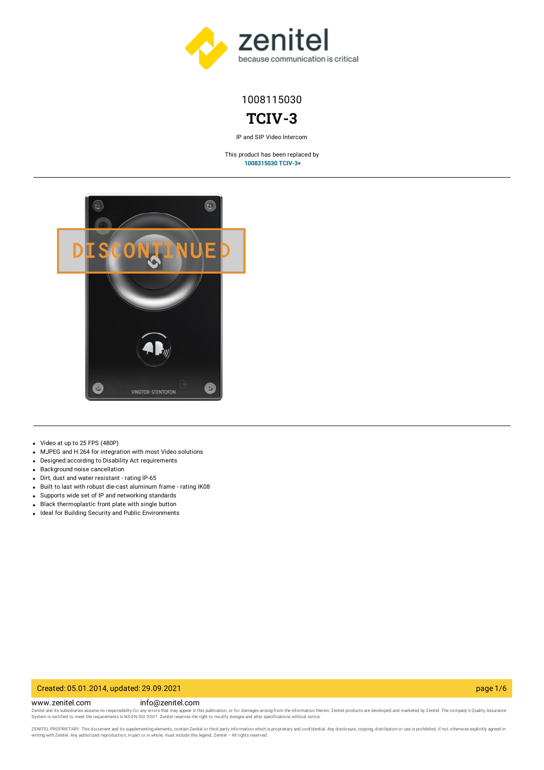1008115030

# TCIV-3

IP and SIP Video Intercom

This product has been replaced by
**1008315030 TCIV-3+**

- Video at up to 25 FPS (480P)
- MJPEG and H.264 for integration with most Video solutions
- Designed according to Disability Act requirements
- Background noise cancellation
- Dirt, dust and water resistant - rating IP-65
- Built to last with robust die-cast aluminum frame - rating IK08
- Supports wide set of IP and networking standards
- Black thermoplastic front plate with single button
- Ideal for Building Security and Public Environments

Created: 05.01.2014, updated: 29.09.2021

www.zenitel.com info@zenitel.com

Zenitel and its subsidiaries assume no responsibility for any errors that may appear in this publication, or for damages arising from the information therein. Zenitel products are developed and marketed by Zenitel. The company's Quality Assurance System is certified to meet the requirements in NS-EN ISO 9001. Zenitel reserves the right to modify designs and alter specifications without notice.

ZENITEL PROPRIETARY. This document and its supplementing elements, contain Zenitel or third party information which is proprietary and confidential. Any disclosure, copying, distribution or use is prohibited, if not otherwise explicitly agreed in writing with Zenitel. Any authorized reproduction, in part or in whole, must include this legend; Zenitel – All rights reserved.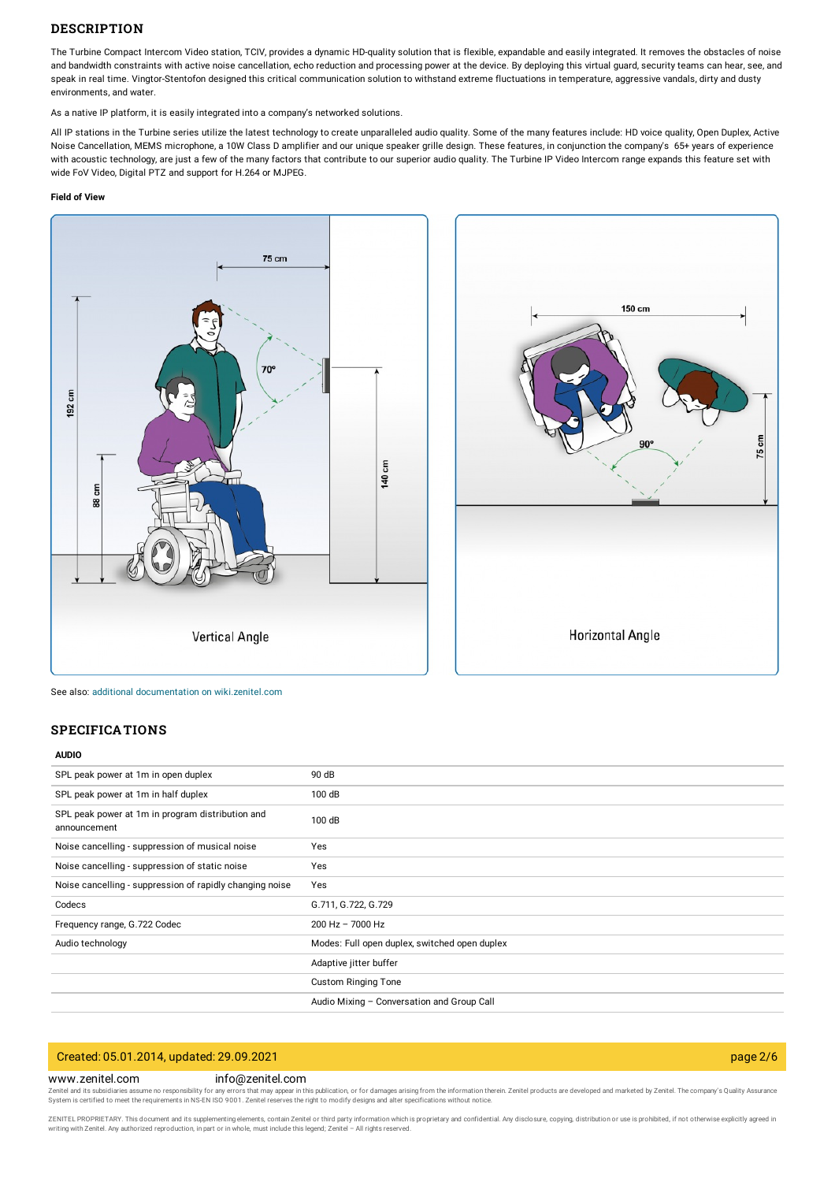## DESCRIPTION

The Turbine Compact Intercom Video station, TCIV, provides a dynamic HD-quality solution that is flexible, expandable and easily integrated. It removes the obstacles of noise and bandwidth constraints with active noise cancellation, echo reduction and processing power at the device. By deploying this virtual guard, security teams can hear, see, and speak in real time. Vingtor-Stentofon designed this critical communication solution to withstand extreme fluctuations in temperature, aggressive vandals, dirty and dusty environments, and water.

As a native IP platform, it is easily integrated into a company's networked solutions.

All IP stations in the Turbine series utilize the latest technology to create unparalleled audio quality. Some of the many features include: HD voice quality, Open Duplex, Active Noise Cancellation, MEMS microphone, a 10W Class D amplifier and our unique speaker grille design. These features, in conjunction the company's 65+ years of experience with acoustic technology, are just a few of the many factors that contribute to our superior audio quality. The Turbine IP Video Intercom range expands this feature set with wide FoV Video, Digital PTZ and support for H.264 or MJPEG.

**Field of View**

75 cm | 192 cm | 88 cm | 70° | 140 cm

Vertical Angle

150 cm | 90° | 75 cm

Horizontal Angle

See also: additional documentation on wiki.zenitel.com

## SPECIFICATIONS

**AUDIO**

| | |
|---|---|
| SPL peak power at 1m in open duplex | 90 dB |
| SPL peak power at 1m in half duplex | 100 dB |
| SPL peak power at 1m in program distribution and announcement | 100 dB |
| Noise cancelling - suppression of musical noise | Yes |
| Noise cancelling - suppression of static noise | Yes |
| Noise cancelling - suppression of rapidly changing noise | Yes |
| Codecs | G.711, G.722, G.729 |
| Frequency range, G.722 Codec | 200 Hz – 7000 Hz |
| Audio technology | Modes: Full open duplex, switched open duplex |
| | Adaptive jitter buffer |
| | Custom Ringing Tone |
| | Audio Mixing – Conversation and Group Call |

Created: 05.01.2014, updated: 29.09.2021

www.zenitel.com info@zenitel.com

Zenitel and its subsidiaries assume no responsibility for any errors that may appear in this publication, or for damages arising from the information therein. Zenitel products are developed and marketed by Zenitel. The company's Quality Assurance System is certified to meet the requirements in NS-EN ISO 9001. Zenitel reserves the right to modify designs and alter specifications without notice.

ZENITEL PROPRIETARY. This document and its supplementing elements, contain Zenitel or third party information which is proprietary and confidential. Any disclosure, copying, distribution or use is prohibited, if not otherwise explicitly agreed in writing with Zenitel. Any authorized reproduction, in part or in whole, must include this legend; Zenitel – All rights reserved.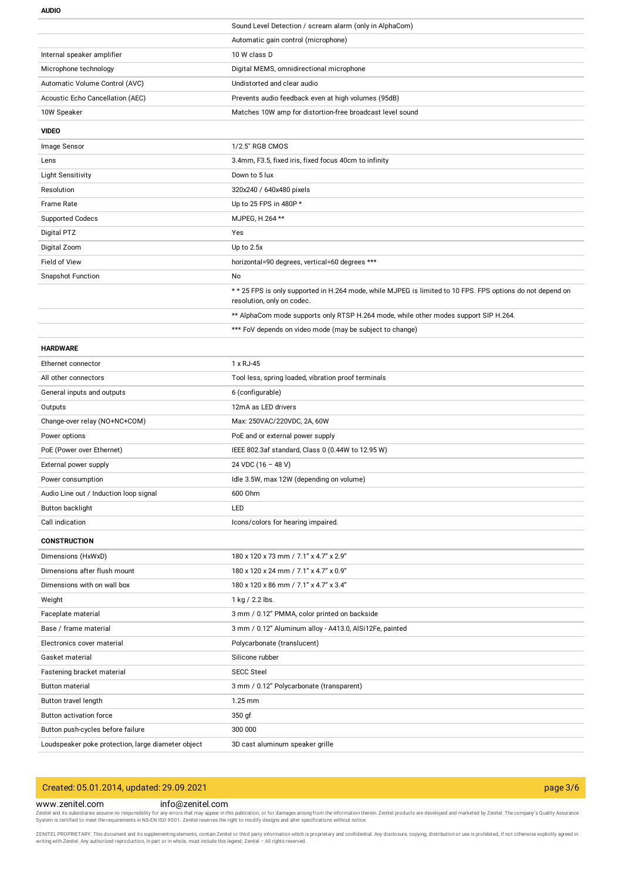**AUDIO**

| | |
|---|---|
| | Sound Level Detection / scream alarm (only in AlphaCom) |
| | Automatic gain control (microphone) |
| Internal speaker amplifier | 10 W class D |
| Microphone technology | Digital MEMS, omnidirectional microphone |
| Automatic Volume Control (AVC) | Undistorted and clear audio |
| Acoustic Echo Cancellation (AEC) | Prevents audio feedback even at high volumes (95dB) |
| 10W Speaker | Matches 10W amp for distortion-free broadcast level sound |

**VIDEO**

| | |
|---|---|
| Image Sensor | 1/2.5" RGB CMOS |
| Lens | 3.4mm, F3.5, fixed iris, fixed focus 40cm to infinity |
| Light Sensitivity | Down to 5 lux |
| Resolution | 320x240 / 640x480 pixels |
| Frame Rate | Up to 25 FPS in 480P * |
| Supported Codecs | MJPEG, H.264 ** |
| Digital PTZ | Yes |
| Digital Zoom | Up to 2.5x |
| Field of View | horizontal=90 degrees, vertical=60 degrees *** |
| Snapshot Function | No |
| | * * 25 FPS is only supported in H.264 mode, while MJPEG is limited to 10 FPS. FPS options do not depend on resolution, only on codec. |
| | ** AlphaCom mode supports only RTSP H.264 mode, while other modes support SIP H.264. |
| | *** FoV depends on video mode (may be subject to change) |

**HARDWARE**

| | |
|---|---|
| Ethernet connector | 1 x RJ-45 |
| All other connectors | Tool less, spring loaded, vibration proof terminals |
| General inputs and outputs | 6 (configurable) |
| Outputs | 12mA as LED drivers |
| Change-over relay (NO+NC+COM) | Max: 250VAC/220VDC, 2A, 60W |
| Power options | PoE and or external power supply |
| PoE (Power over Ethernet) | IEEE 802.3af standard, Class 0 (0.44W to 12.95 W) |
| External power supply | 24 VDC (16 – 48 V) |
| Power consumption | Idle 3.5W, max 12W (depending on volume) |
| Audio Line out / Induction loop signal | 600 Ohm |
| Button backlight | LED |
| Call indication | Icons/colors for hearing impaired. |

**CONSTRUCTION**

| | |
|---|---|
| Dimensions (HxWxD) | 180 x 120 x 73 mm / 7.1" x 4.7" x 2.9" |
| Dimensions after flush mount | 180 x 120 x 24 mm / 7.1" x 4.7" x 0.9" |
| Dimensions with on wall box | 180 x 120 x 86 mm / 7.1" x 4.7" x 3.4" |
| Weight | 1 kg / 2.2 lbs. |
| Faceplate material | 3 mm / 0.12" PMMA, color printed on backside |
| Base / frame material | 3 mm / 0.12" Aluminum alloy - A413.0, AlSi12Fe, painted |
| Electronics cover material | Polycarbonate (translucent) |
| Gasket material | Silicone rubber |
| Fastening bracket material | SECC Steel |
| Button material | 3 mm / 0.12" Polycarbonate (transparent) |
| Button travel length | 1.25 mm |
| Button activation force | 350 gf |
| Button push-cycles before failure | 300 000 |
| Loudspeaker poke protection, large diameter object | 3D cast aluminum speaker grille |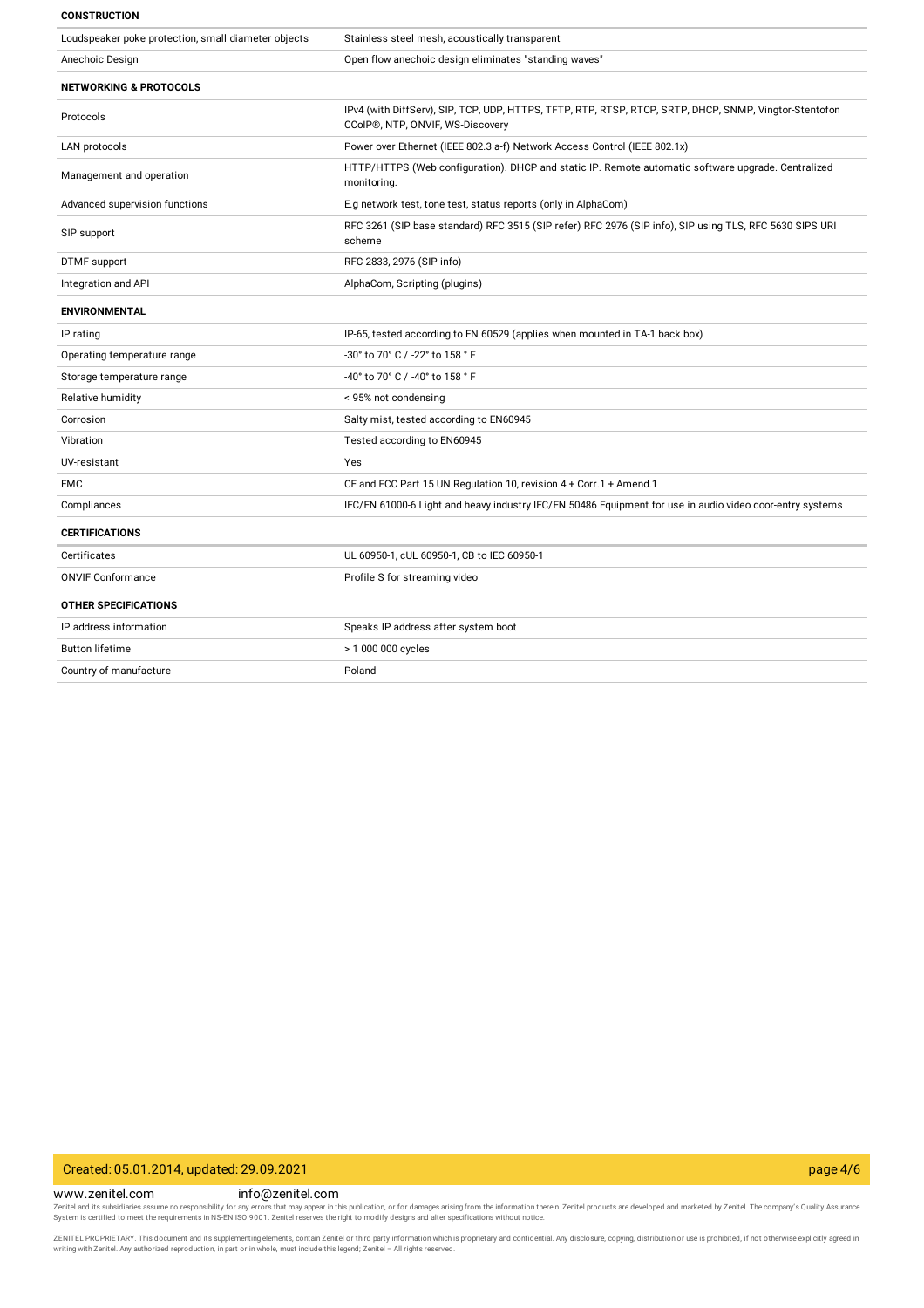| CONSTRUCTION | |
|---|---|
| Loudspeaker poke protection, small diameter objects | Stainless steel mesh, acoustically transparent |
| Anechoic Design | Open flow anechoic design eliminates "standing waves" |

| NETWORKING & PROTOCOLS | |
|---|---|
| Protocols | IPv4 (with DiffServ), SIP, TCP, UDP, HTTPS, TFTP, RTP, RTSP, RTCP, SRTP, DHCP, SNMP, Vingtor-Stentofon CCoIP®, NTP, ONVIF, WS-Discovery |
| LAN protocols | Power over Ethernet (IEEE 802.3 a-f) Network Access Control (IEEE 802.1x) |
| Management and operation | HTTP/HTTPS (Web configuration). DHCP and static IP. Remote automatic software upgrade. Centralized monitoring. |
| Advanced supervision functions | E.g network test, tone test, status reports (only in AlphaCom) |
| SIP support | RFC 3261 (SIP base standard) RFC 3515 (SIP refer) RFC 2976 (SIP info), SIP using TLS, RFC 5630 SIPS URI scheme |
| DTMF support | RFC 2833, 2976 (SIP info) |
| Integration and API | AlphaCom, Scripting (plugins) |

| ENVIRONMENTAL | |
|---|---|
| IP rating | IP-65, tested according to EN 60529 (applies when mounted in TA-1 back box) |
| Operating temperature range | -30° to 70° C / -22° to 158 ° F |
| Storage temperature range | -40° to 70° C / -40° to 158 ° F |
| Relative humidity | < 95% not condensing |
| Corrosion | Salty mist, tested according to EN60945 |
| Vibration | Tested according to EN60945 |
| UV-resistant | Yes |
| EMC | CE and FCC Part 15 UN Regulation 10, revision 4 + Corr.1 + Amend.1 |
| Compliances | IEC/EN 61000-6 Light and heavy industry IEC/EN 50486 Equipment for use in audio video door-entry systems |

| CERTIFICATIONS | |
|---|---|
| Certificates | UL 60950-1, cUL 60950-1, CB to IEC 60950-1 |
| ONVIF Conformance | Profile S for streaming video |

| OTHER SPECIFICATIONS | |
|---|---|
| IP address information | Speaks IP address after system boot |
| Button lifetime | > 1 000 000 cycles |
| Country of manufacture | Poland |

Created: 05.01.2014, updated: 29.09.2021

www.zenitel.com info@zenitel.com

Zenitel and its subsidiaries assume no responsibility for any errors that may appear in this publication, or for damages arising from the information therein. Zenitel products are developed and marketed by Zenitel. The company's Quality Assurance System is certified to meet the requirements in NS-EN ISO 9001. Zenitel reserves the right to modify designs and alter specifications without notice.

ZENITEL PROPRIETARY. This document and its supplementing elements, contain Zenitel or third party information which is proprietary and confidential. Any disclosure, copying, distribution or use is prohibited, if not otherwise explicitly agreed in writing with Zenitel. Any authorized reproduction, in part or in whole, must include this legend; Zenitel – All rights reserved.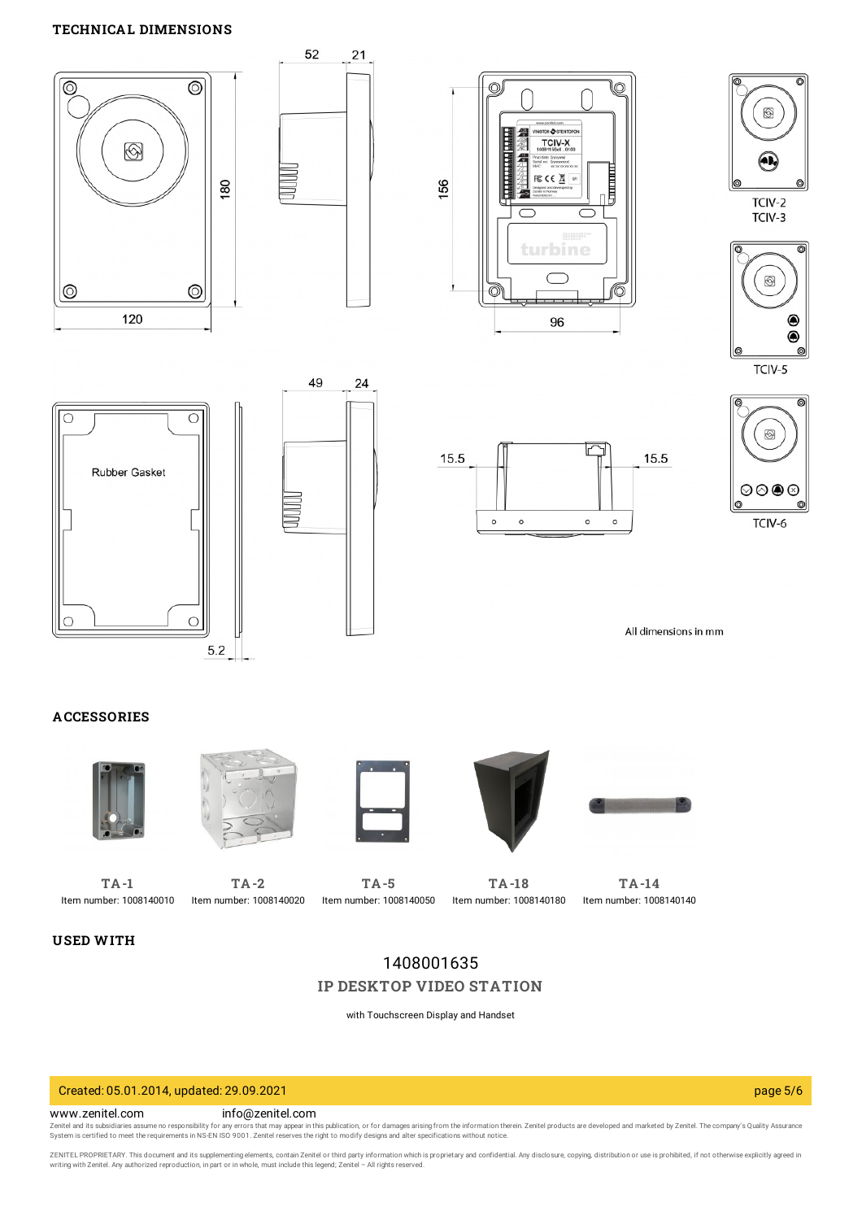## TECHNICAL DIMENSIONS

52 21

180

120

156

96

TCIV-2
TCIV-3

TCIV-5

49 24

Rubber Gasket

15.5 15.5

TCIV-6

5.2

All dimensions in mm

## ACCESSORIES

**TA-1**
Item number: 1008140010

**TA-2**
Item number: 1008140020

**TA-5**
Item number: 1008140050

**TA-18**
Item number: 1008140180

**TA-14**
Item number: 1008140140

## USED WITH

1408001635

**IP DESKTOP VIDEO STATION**

with Touchscreen Display and Handset

Created: 05.01.2014, updated: 29.09.2021

www.zenitel.com info@zenitel.com

Zenitel and its subsidiaries assume no responsibility for any errors that may appear in this publication, or for damages arising from the information therein. Zenitel products are developed and marketed by Zenitel. The company's Quality Assurance System is certified to meet the requirements in NS-EN ISO 9001. Zenitel reserves the right to modify designs and alter specifications without notice.

ZENITEL PROPRIETARY. This document and its supplementing elements, contain Zenitel or third party information which is proprietary and confidential. Any disclosure, copying, distribution or use is prohibited, if not otherwise explicitly agreed in writing with Zenitel. Any authorized reproduction, in part or in whole, must include this legend; Zenitel – All rights reserved.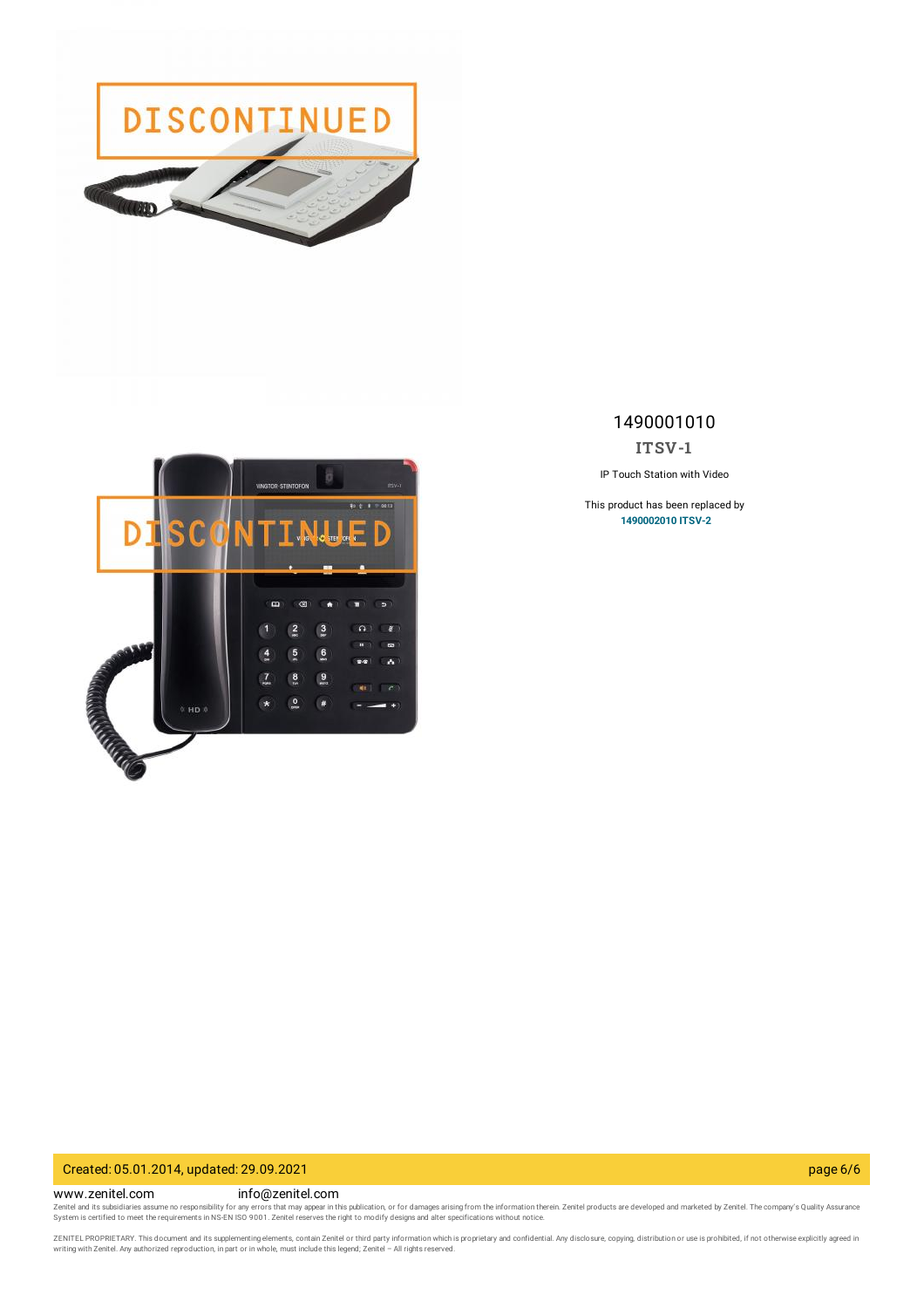DISCONTINUED

DISCONTINUED

1490001010

**ITSV-1**

IP Touch Station with Video

This product has been replaced by
**1490002010 ITSV-2**

Created: 05.01.2014, updated: 29.09.2021

www.zenitel.com info@zenitel.com

Zenitel and its subsidiaries assume no responsibility for any errors that may appear in this publication, or for damages arising from the information therein. Zenitel products are developed and marketed by Zenitel. The company's Quality Assurance System is certified to meet the requirements in NS-EN ISO 9001. Zenitel reserves the right to modify designs and alter specifications without notice.

ZENITEL PROPRIETARY. This document and its supplementing elements, contain Zenitel or third party information which is proprietary and confidential. Any disclosure, copying, distribution or use is prohibited, if not otherwise explicitly agreed in writing with Zenitel. Any authorized reproduction, in part or in whole, must include this legend; Zenitel – All rights reserved.